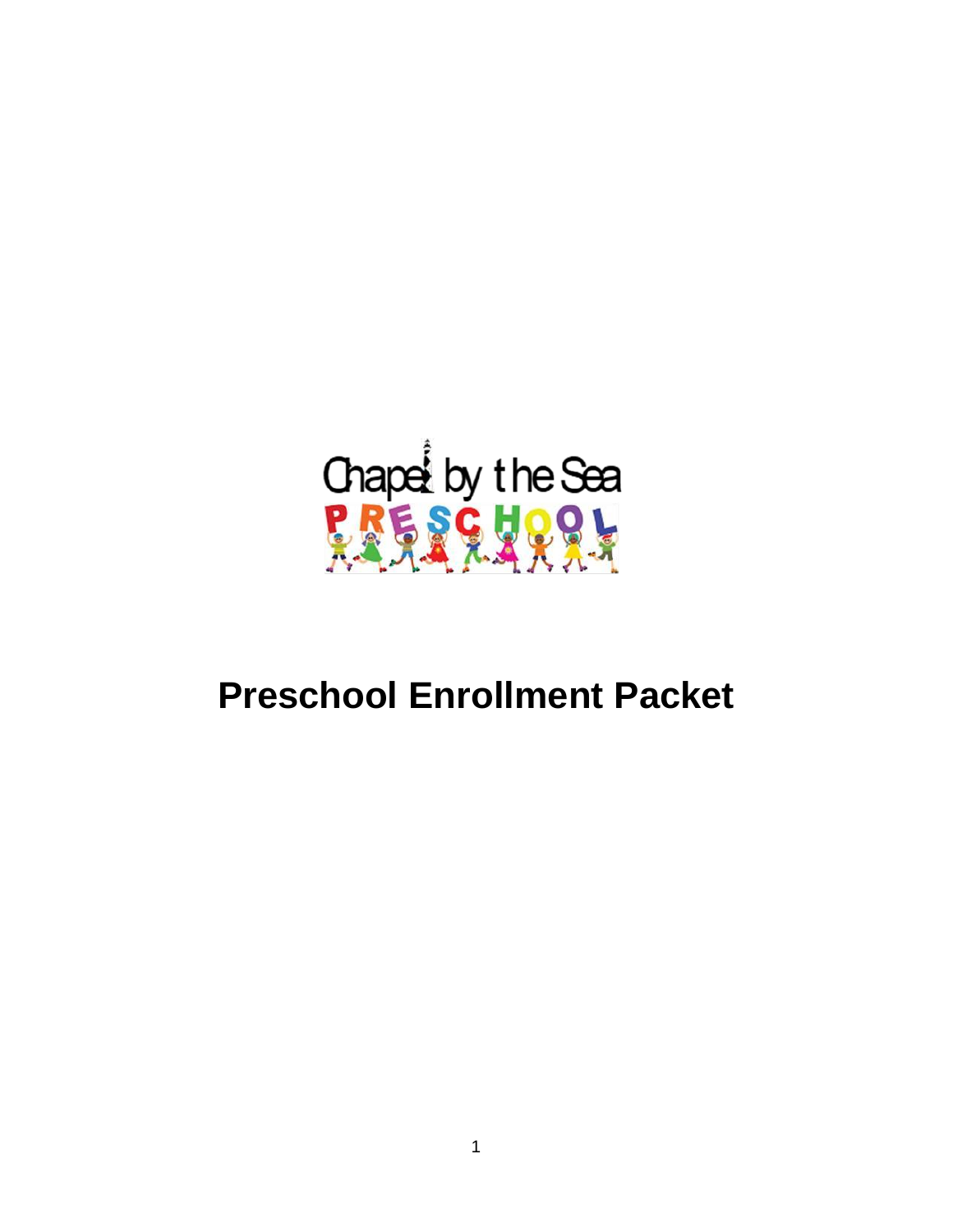Chapel by the Sea

PRESCHOOL

# Preschool Enrollment Packet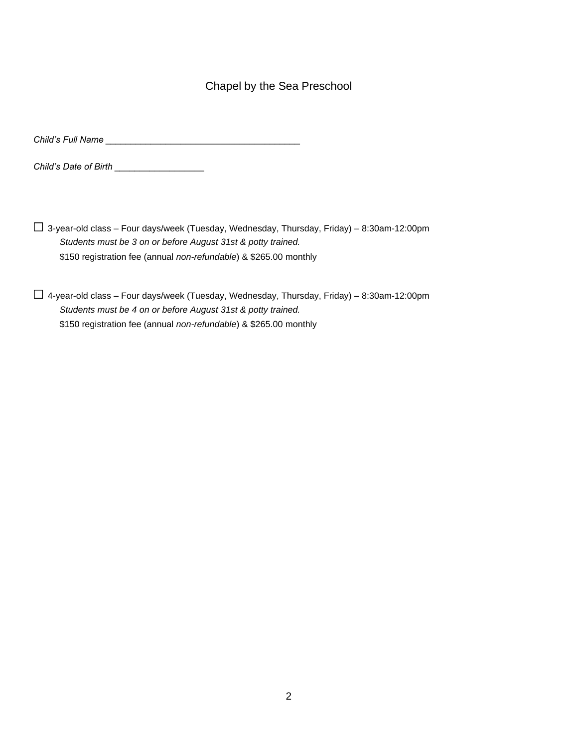# Chapel by the Sea Preschool

*Child's Full Name* _______________________________________

*Child's Date of Birth* __________________

☐ 3-year-old class – Four days/week (Tuesday, Wednesday, Thursday, Friday) – 8:30am-12:00pm
*Students must be 3 on or before August 31st & potty trained.*
$150 registration fee (annual *non-refundable*) & $265.00 monthly

☐ 4-year-old class – Four days/week (Tuesday, Wednesday, Thursday, Friday) – 8:30am-12:00pm
*Students must be 4 on or before August 31st & potty trained.*
$150 registration fee (annual *non-refundable*) & $265.00 monthly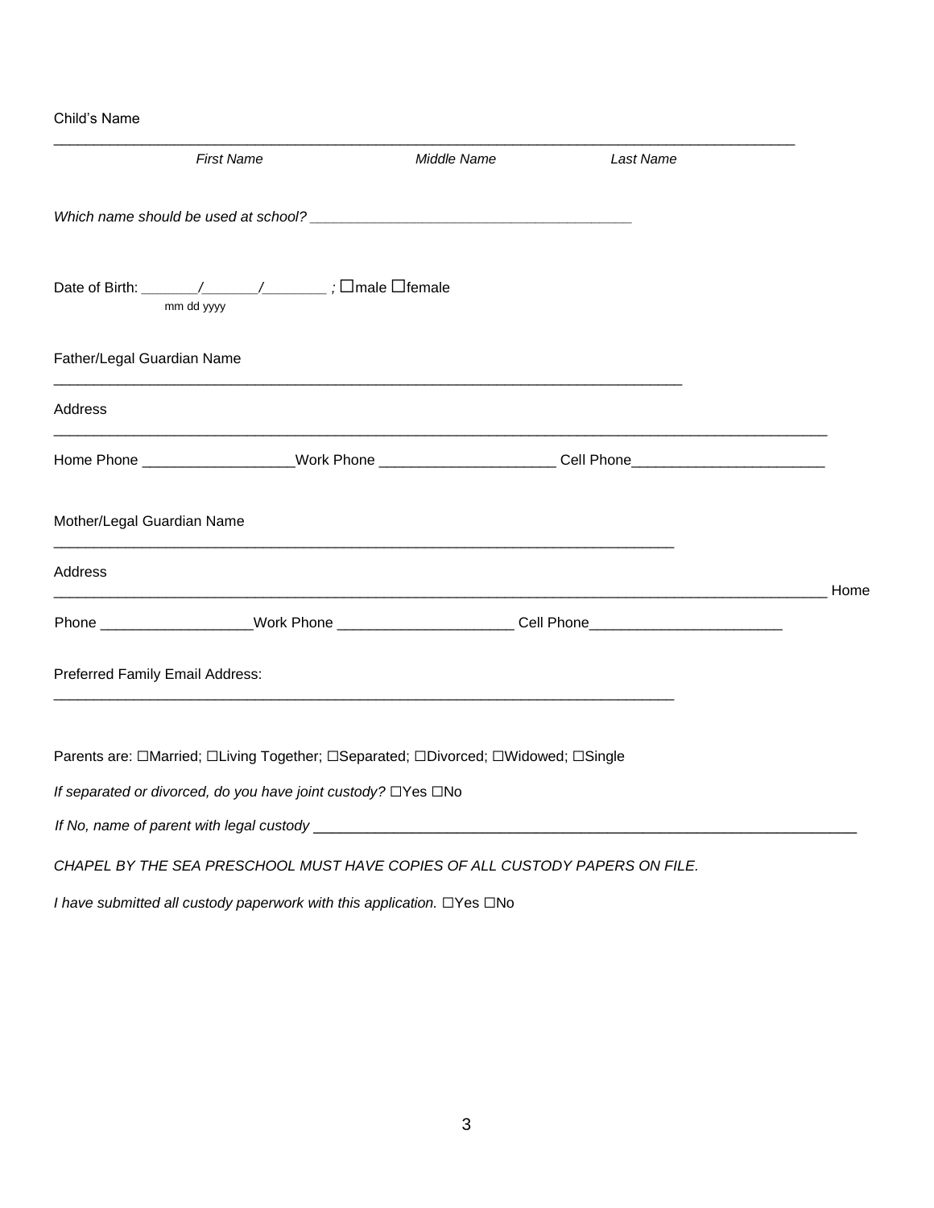Child's Name

______________________________________________________________________________________

*First Name* *Middle Name* *Last Name*

*Which name should be used at school?* ______________________________________

Date of Birth: _______/_______/________ ; ☐male ☐female
mm dd yyyy

Father/Legal Guardian Name

___________________________________________________________________________

Address

___________________________________________________________________________________________

Home Phone __________________Work Phone _____________________ Cell Phone_______________________

Mother/Legal Guardian Name

___________________________________________________________________________

Address

___________________________________________________________________________________________ Home

Phone __________________Work Phone _____________________ Cell Phone_______________________

Preferred Family Email Address:

___________________________________________________________________________

Parents are: ☐Married; ☐Living Together; ☐Separated; ☐Divorced; ☐Widowed; ☐Single

*If separated or divorced, do you have joint custody?* ☐Yes ☐No

*If No, name of parent with legal custody* _________________________________________________________________

*CHAPEL BY THE SEA PRESCHOOL MUST HAVE COPIES OF ALL CUSTODY PAPERS ON FILE.*

*I have submitted all custody paperwork with this application.* ☐Yes ☐No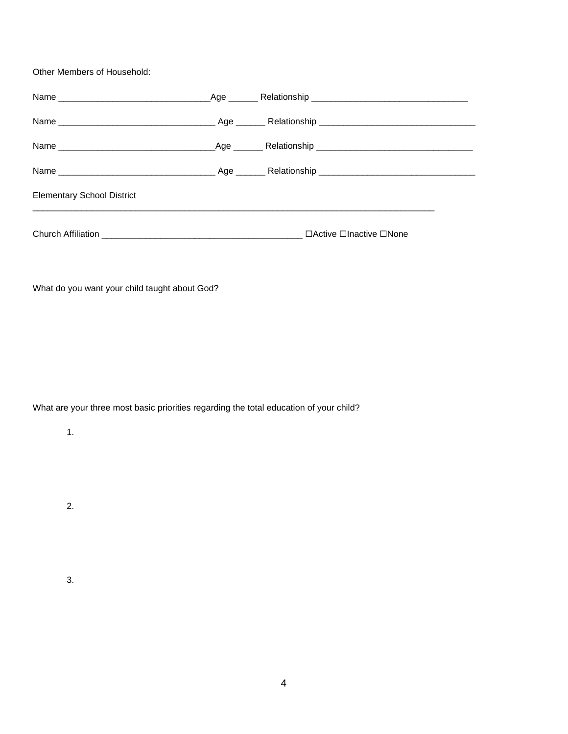Other Members of Household:

Name _______________________________Age ______ Relationship ________________________________

Name ________________________________ Age ______ Relationship ________________________________

Name ________________________________Age ______ Relationship ________________________________

Name ________________________________ Age ______ Relationship ________________________________

Elementary School District

_____________________________________________________________________________________

Church Affiliation __________________________________________ ☐Active ☐Inactive ☐None

What do you want your child taught about God?

What are your three most basic priorities regarding the total education of your child?

1.

2.

3.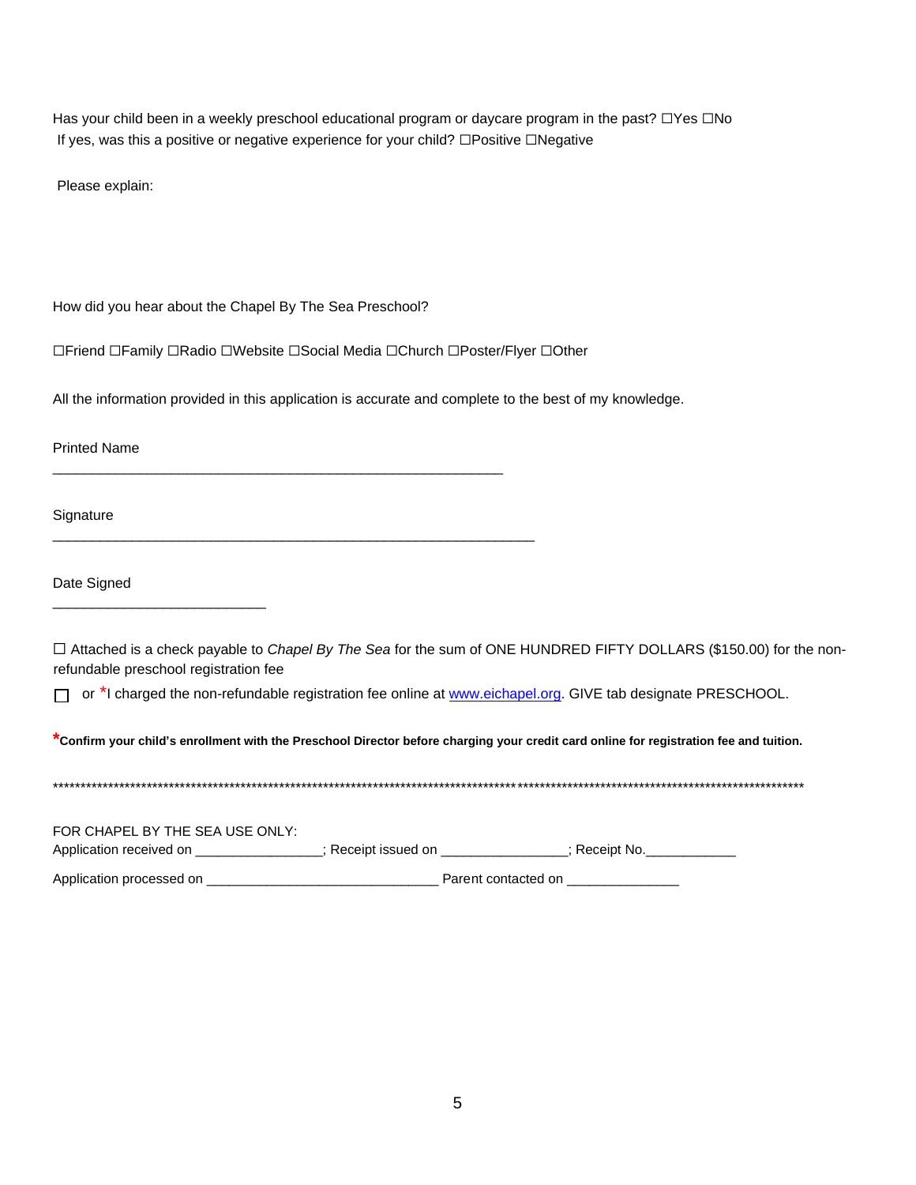Has your child been in a weekly preschool educational program or daycare program in the past? ☐Yes ☐No
If yes, was this a positive or negative experience for your child? ☐Positive ☐Negative

Please explain:

How did you hear about the Chapel By The Sea Preschool?

☐Friend ☐Family ☐Radio ☐Website ☐Social Media ☐Church ☐Poster/Flyer ☐Other

All the information provided in this application is accurate and complete to the best of my knowledge.

Printed Name

____________________________________________________________

Signature

________________________________________________________________

Date Signed

____________________________

☐ Attached is a check payable to *Chapel By The Sea* for the sum of ONE HUNDRED FIFTY DOLLARS ($150.00) for the non-refundable preschool registration fee

☐ or *I charged the non-refundable registration fee online at [www.eichapel.org](http://www.eichapel.org). GIVE tab designate PRESCHOOL.

***Confirm your child's enrollment with the Preschool Director before charging your credit card online for registration fee and tuition.**

**********************************************************************************************************************************************

FOR CHAPEL BY THE SEA USE ONLY:
Application received on ________________; Receipt issued on ________________; Receipt No.____________

Application processed on ______________________________ Parent contacted on ______________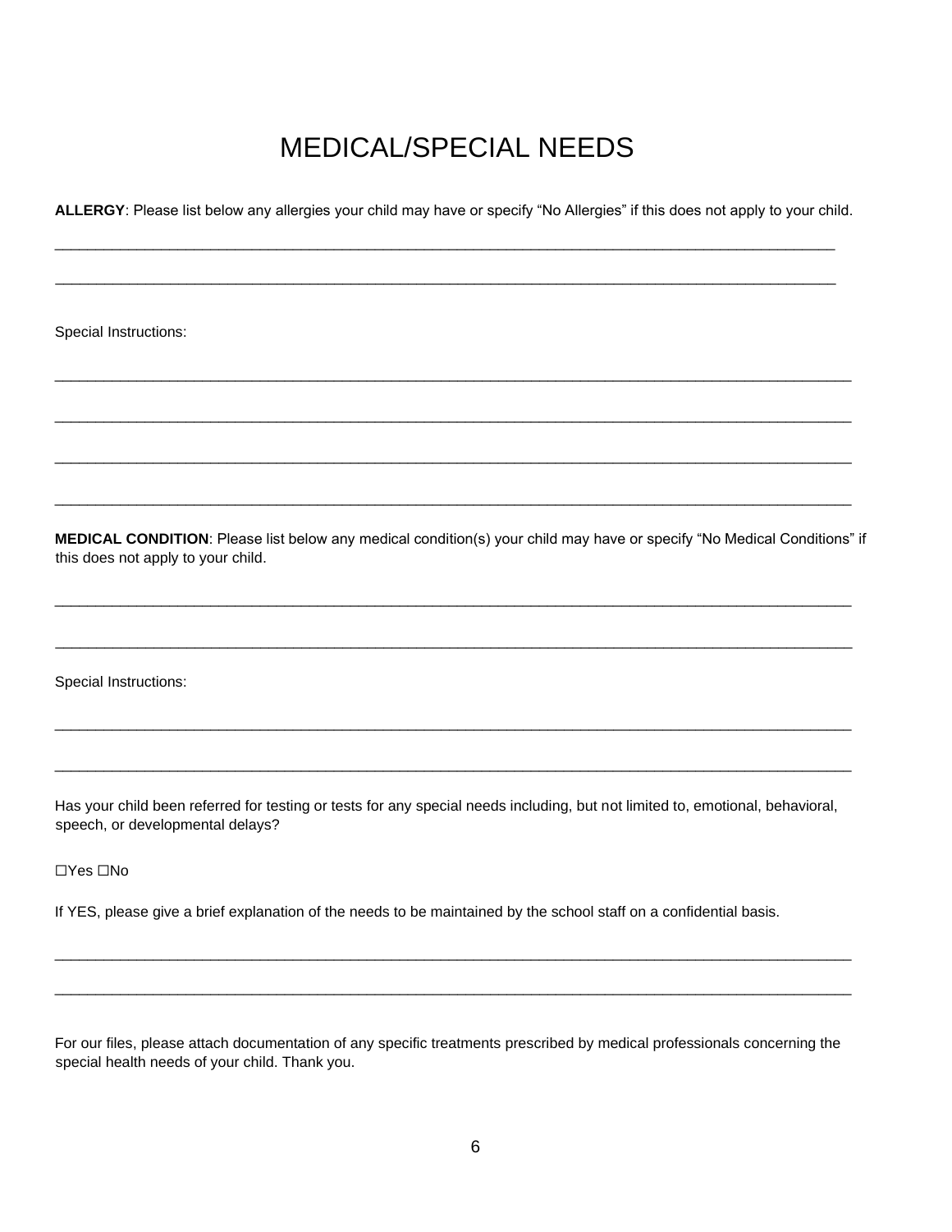# MEDICAL/SPECIAL NEEDS

**ALLERGY**: Please list below any allergies your child may have or specify "No Allergies" if this does not apply to your child.

______________________________________________________________________________________________

______________________________________________________________________________________________

Special Instructions:

______________________________________________________________________________________________

______________________________________________________________________________________________

______________________________________________________________________________________________

______________________________________________________________________________________________

**MEDICAL CONDITION**: Please list below any medical condition(s) your child may have or specify "No Medical Conditions" if this does not apply to your child.

______________________________________________________________________________________________

______________________________________________________________________________________________

Special Instructions:

______________________________________________________________________________________________

______________________________________________________________________________________________

Has your child been referred for testing or tests for any special needs including, but not limited to, emotional, behavioral, speech, or developmental delays?

☐Yes ☐No

If YES, please give a brief explanation of the needs to be maintained by the school staff on a confidential basis.

______________________________________________________________________________________________

______________________________________________________________________________________________

For our files, please attach documentation of any specific treatments prescribed by medical professionals concerning the special health needs of your child. Thank you.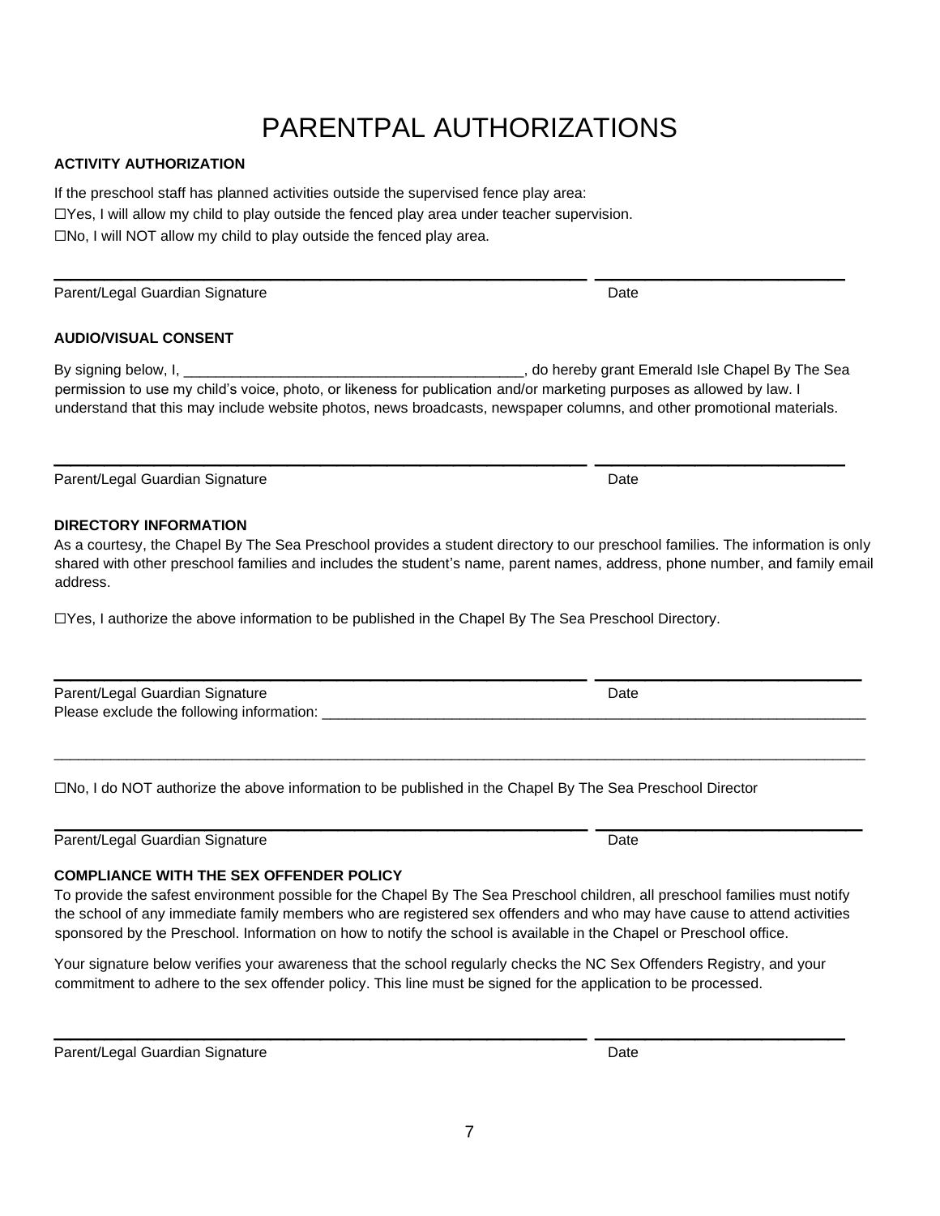# PARENTPAL AUTHORIZATIONS

**ACTIVITY AUTHORIZATION**

If the preschool staff has planned activities outside the supervised fence play area:

☐Yes, I will allow my child to play outside the fenced play area under teacher supervision.

☐No, I will NOT allow my child to play outside the fenced play area.

_________________________________________________ ________________________

Parent/Legal Guardian Signature Date

**AUDIO/VISUAL CONSENT**

By signing below, I, ___________________________________________, do hereby grant Emerald Isle Chapel By The Sea permission to use my child's voice, photo, or likeness for publication and/or marketing purposes as allowed by law. I understand that this may include website photos, news broadcasts, newspaper columns, and other promotional materials.

_________________________________________________ ________________________

Parent/Legal Guardian Signature Date

**DIRECTORY INFORMATION**

As a courtesy, the Chapel By The Sea Preschool provides a student directory to our preschool families. The information is only shared with other preschool families and includes the student's name, parent names, address, phone number, and family email address.

☐Yes, I authorize the above information to be published in the Chapel By The Sea Preschool Directory.

_________________________________________________ ________________________

Parent/Legal Guardian Signature Date

Please exclude the following information: ________________________________________________________________________

____________________________________________________________________________________________________

☐No, I do NOT authorize the above information to be published in the Chapel By The Sea Preschool Director

_________________________________________________ ________________________

Parent/Legal Guardian Signature Date

**COMPLIANCE WITH THE SEX OFFENDER POLICY**

To provide the safest environment possible for the Chapel By The Sea Preschool children, all preschool families must notify the school of any immediate family members who are registered sex offenders and who may have cause to attend activities sponsored by the Preschool. Information on how to notify the school is available in the Chapel or Preschool office.

Your signature below verifies your awareness that the school regularly checks the NC Sex Offenders Registry, and your commitment to adhere to the sex offender policy. This line must be signed for the application to be processed.

_________________________________________________ ________________________

Parent/Legal Guardian Signature Date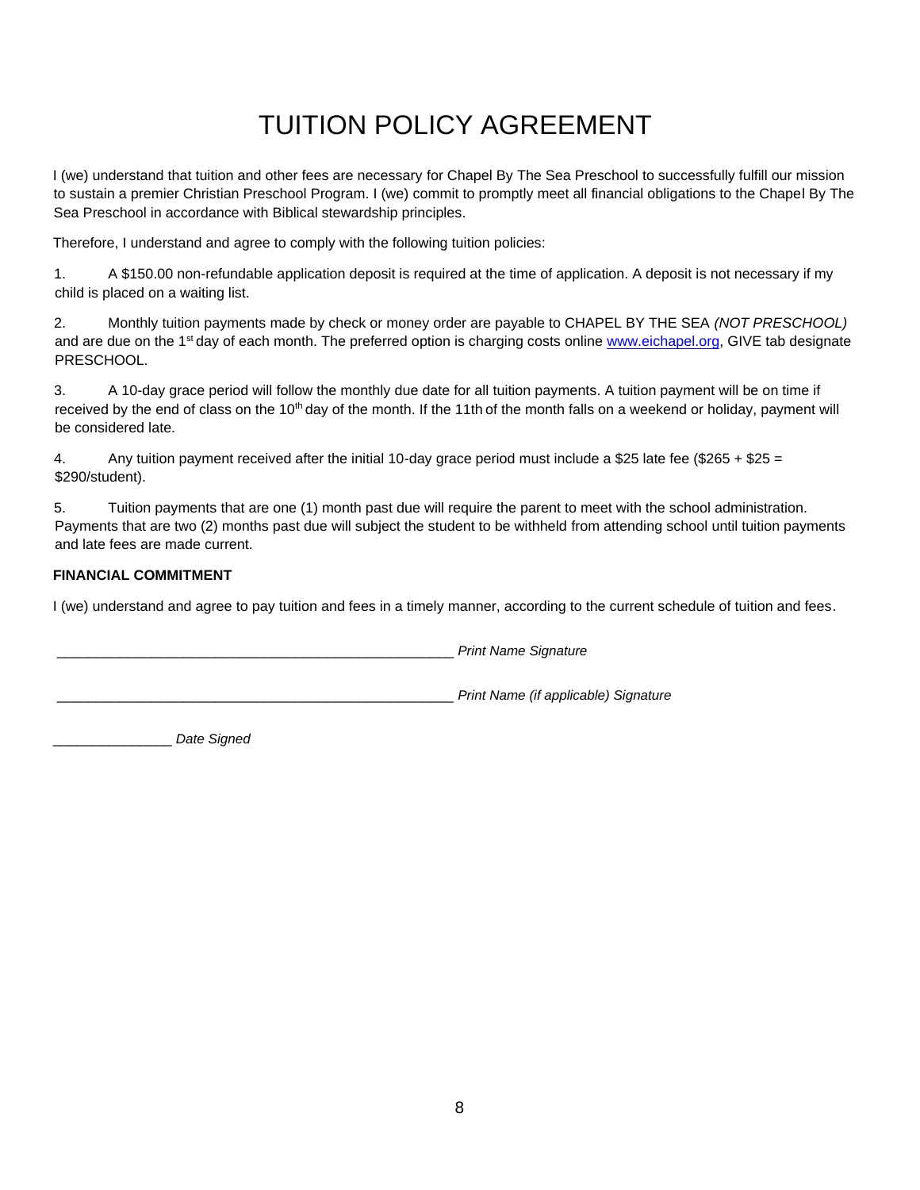# TUITION POLICY AGREEMENT

I (we) understand that tuition and other fees are necessary for Chapel By The Sea Preschool to successfully fulfill our mission to sustain a premier Christian Preschool Program. I (we) commit to promptly meet all financial obligations to the Chapel By The Sea Preschool in accordance with Biblical stewardship principles.

Therefore, I understand and agree to comply with the following tuition policies:

1. A $150.00 non-refundable application deposit is required at the time of application. A deposit is not necessary if my child is placed on a waiting list.

2. Monthly tuition payments made by check or money order are payable to CHAPEL BY THE SEA *(NOT PRESCHOOL)* and are due on the 1st day of each month. The preferred option is charging costs online [www.eichapel.org](http://www.eichapel.org), GIVE tab designate PRESCHOOL.

3. A 10-day grace period will follow the monthly due date for all tuition payments. A tuition payment will be on time if received by the end of class on the 10th day of the month. If the 11th of the month falls on a weekend or holiday, payment will be considered late.

4. Any tuition payment received after the initial 10-day grace period must include a $25 late fee ($265 + $25 = $290/student).

5. Tuition payments that are one (1) month past due will require the parent to meet with the school administration. Payments that are two (2) months past due will subject the student to be withheld from attending school until tuition payments and late fees are made current.

**FINANCIAL COMMITMENT**

I (we) understand and agree to pay tuition and fees in a timely manner, according to the current schedule of tuition and fees.

_____________________________________________________ *Print Name Signature*

_____________________________________________________ *Print Name (if applicable) Signature*

________________ *Date Signed*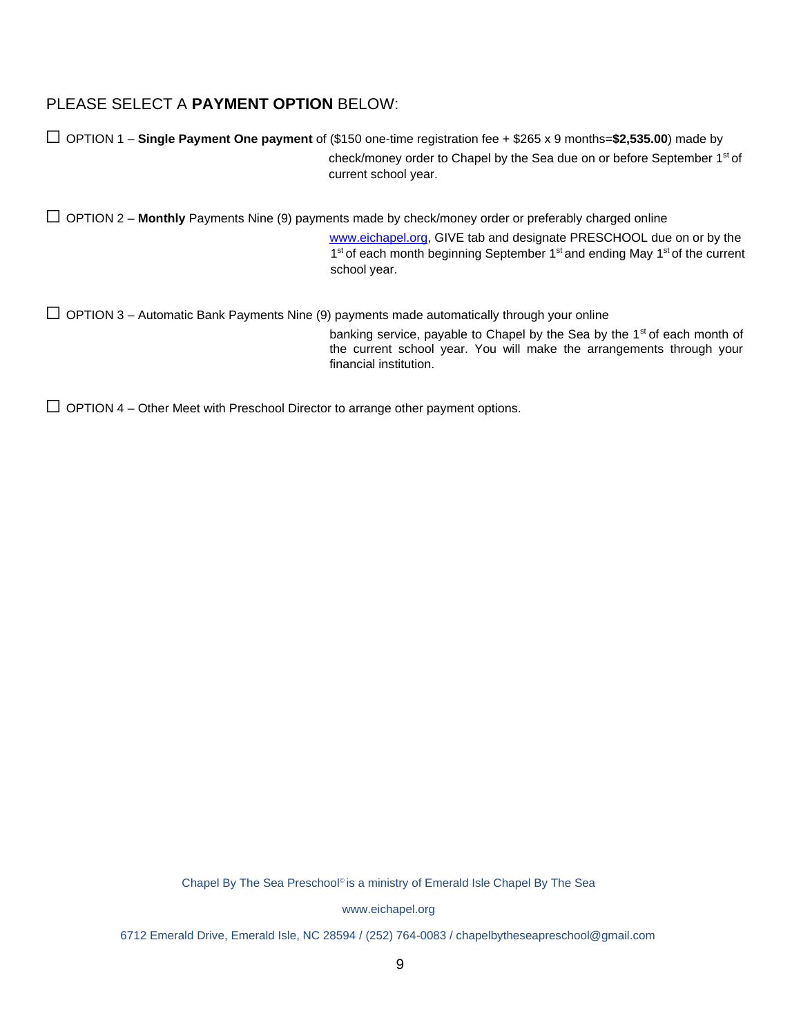PLEASE SELECT A **PAYMENT OPTION** BELOW:

☐ OPTION 1 – **Single Payment One payment** of ($150 one-time registration fee + $265 x 9 months=**$2,535.00**) made by check/money order to Chapel by the Sea due on or before September 1st of current school year.

☐ OPTION 2 – **Monthly** Payments Nine (9) payments made by check/money order or preferably charged online www.eichapel.org, GIVE tab and designate PRESCHOOL due on or by the 1st of each month beginning September 1st and ending May 1st of the current school year.

☐ OPTION 3 – Automatic Bank Payments Nine (9) payments made automatically through your online banking service, payable to Chapel by the Sea by the 1st of each month of the current school year. You will make the arrangements through your financial institution.

☐ OPTION 4 – Other Meet with Preschool Director to arrange other payment options.

Chapel By The Sea Preschool© is a ministry of Emerald Isle Chapel By The Sea

www.eichapel.org

6712 Emerald Drive, Emerald Isle, NC 28594 / (252) 764-0083 / chapelbytheseapreschool@gmail.com